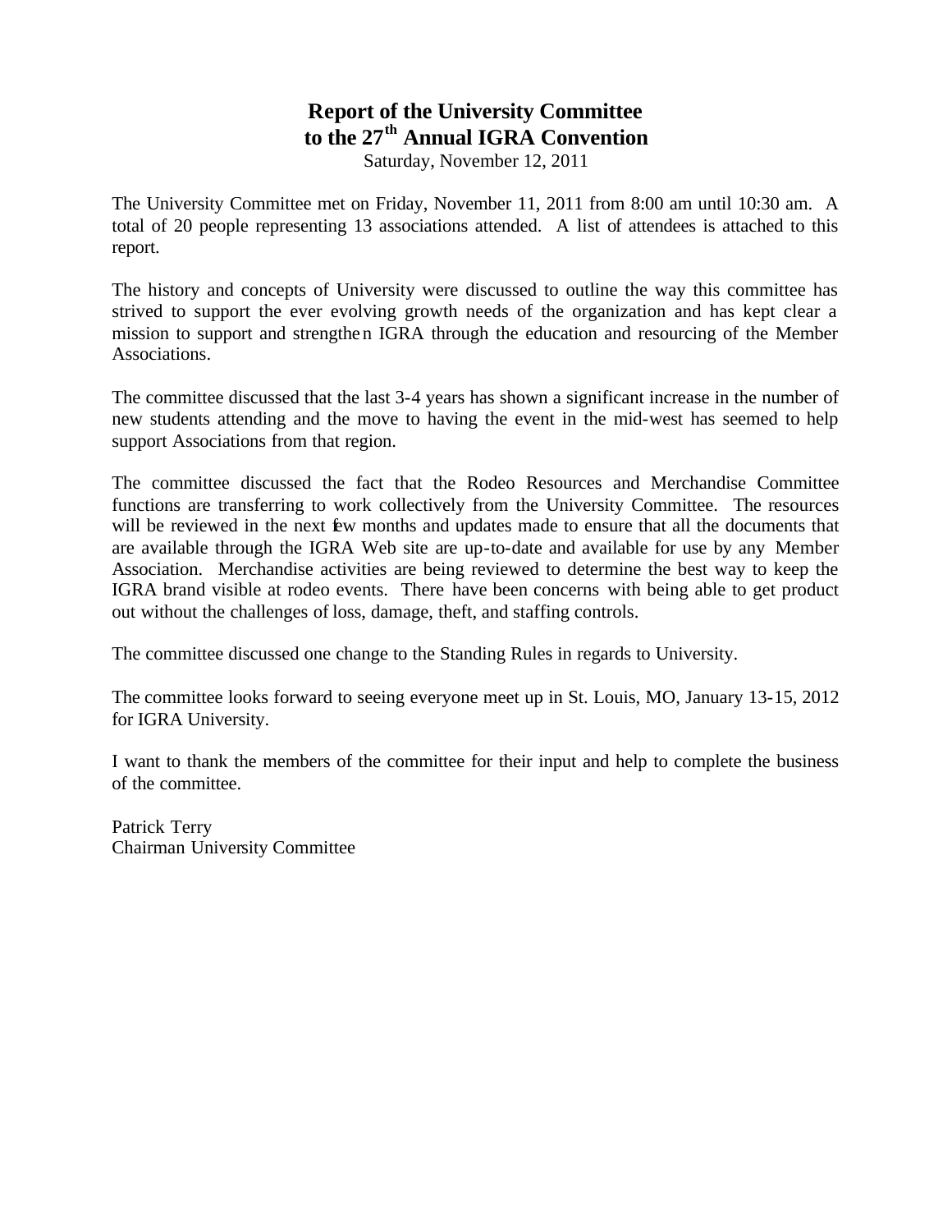# Report of the University Committee to the 27th Annual IGRA Convention

Saturday, November 12, 2011

The University Committee met on Friday, November 11, 2011 from 8:00 am until 10:30 am. A total of 20 people representing 13 associations attended. A list of attendees is attached to this report.

The history and concepts of University were discussed to outline the way this committee has strived to support the ever evolving growth needs of the organization and has kept clear a mission to support and strengthen IGRA through the education and resourcing of the Member Associations.

The committee discussed that the last 3-4 years has shown a significant increase in the number of new students attending and the move to having the event in the mid-west has seemed to help support Associations from that region.

The committee discussed the fact that the Rodeo Resources and Merchandise Committee functions are transferring to work collectively from the University Committee. The resources will be reviewed in the next few months and updates made to ensure that all the documents that are available through the IGRA Web site are up-to-date and available for use by any Member Association. Merchandise activities are being reviewed to determine the best way to keep the IGRA brand visible at rodeo events. There have been concerns with being able to get product out without the challenges of loss, damage, theft, and staffing controls.

The committee discussed one change to the Standing Rules in regards to University.

The committee looks forward to seeing everyone meet up in St. Louis, MO, January 13-15, 2012 for IGRA University.

I want to thank the members of the committee for their input and help to complete the business of the committee.

Patrick Terry
Chairman University Committee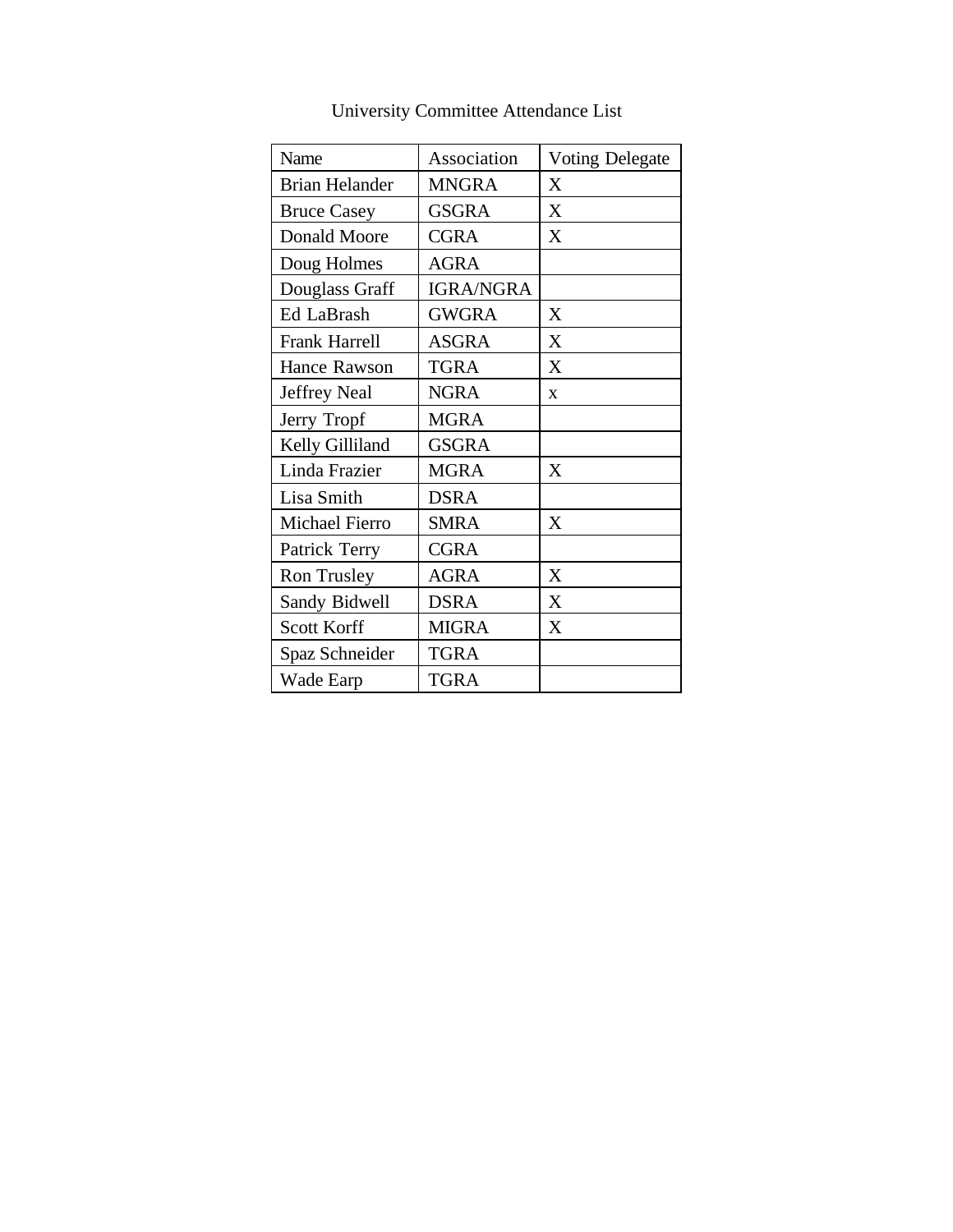University Committee Attendance List

| Name | Association | Voting Delegate |
|---|---|---|
| Brian Helander | MNGRA | X |
| Bruce Casey | GSGRA | X |
| Donald Moore | CGRA | X |
| Doug Holmes | AGRA | |
| Douglass Graff | IGRA/NGRA | |
| Ed LaBrash | GWGRA | X |
| Frank Harrell | ASGRA | X |
| Hance Rawson | TGRA | X |
| Jeffrey Neal | NGRA | x |
| Jerry Tropf | MGRA | |
| Kelly Gilliland | GSGRA | |
| Linda Frazier | MGRA | X |
| Lisa Smith | DSRA | |
| Michael Fierro | SMRA | X |
| Patrick Terry | CGRA | |
| Ron Trusley | AGRA | X |
| Sandy Bidwell | DSRA | X |
| Scott Korff | MIGRA | X |
| Spaz Schneider | TGRA | |
| Wade Earp | TGRA | |